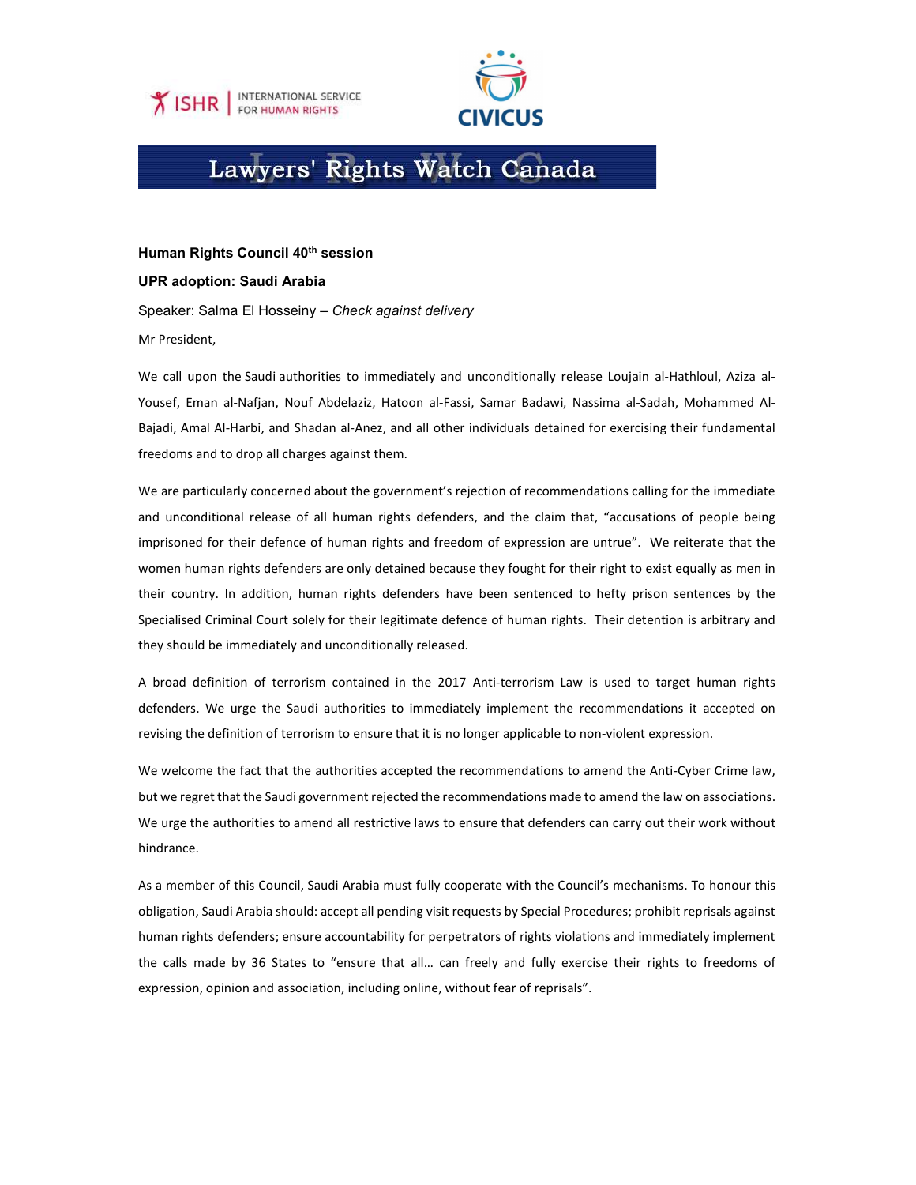ISHR | INTERNATIONAL SERVICE FOR HUMAN RIGHTS

CIVICUS

Lawyers' Rights Watch Canada

**Human Rights Council 40th session**

**UPR adoption: Saudi Arabia**

Speaker: Salma El Hosseiny – *Check against delivery*

Mr President,

We call upon the Saudi authorities to immediately and unconditionally release Loujain al-Hathloul, Aziza al-Yousef, Eman al-Nafjan, Nouf Abdelaziz, Hatoon al-Fassi, Samar Badawi, Nassima al-Sadah, Mohammed Al-Bajadi, Amal Al-Harbi, and Shadan al-Anez, and all other individuals detained for exercising their fundamental freedoms and to drop all charges against them.

We are particularly concerned about the government's rejection of recommendations calling for the immediate and unconditional release of all human rights defenders, and the claim that, "accusations of people being imprisoned for their defence of human rights and freedom of expression are untrue". We reiterate that the women human rights defenders are only detained because they fought for their right to exist equally as men in their country. In addition, human rights defenders have been sentenced to hefty prison sentences by the Specialised Criminal Court solely for their legitimate defence of human rights. Their detention is arbitrary and they should be immediately and unconditionally released.

A broad definition of terrorism contained in the 2017 Anti-terrorism Law is used to target human rights defenders. We urge the Saudi authorities to immediately implement the recommendations it accepted on revising the definition of terrorism to ensure that it is no longer applicable to non-violent expression.

We welcome the fact that the authorities accepted the recommendations to amend the Anti-Cyber Crime law, but we regret that the Saudi government rejected the recommendations made to amend the law on associations. We urge the authorities to amend all restrictive laws to ensure that defenders can carry out their work without hindrance.

As a member of this Council, Saudi Arabia must fully cooperate with the Council's mechanisms. To honour this obligation, Saudi Arabia should: accept all pending visit requests by Special Procedures; prohibit reprisals against human rights defenders; ensure accountability for perpetrators of rights violations and immediately implement the calls made by 36 States to "ensure that all… can freely and fully exercise their rights to freedoms of expression, opinion and association, including online, without fear of reprisals".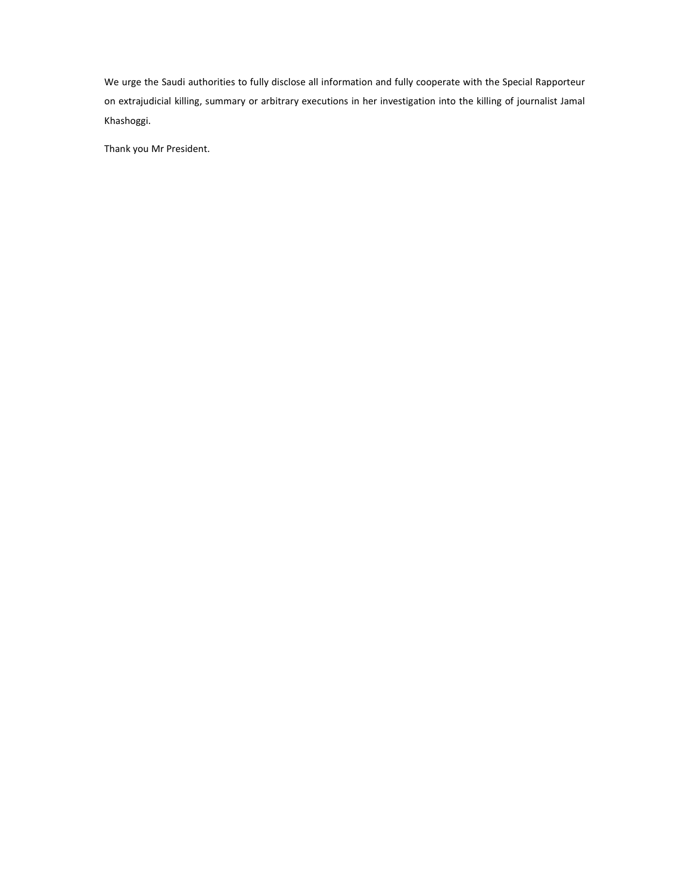We urge the Saudi authorities to fully disclose all information and fully cooperate with the Special Rapporteur on extrajudicial killing, summary or arbitrary executions in her investigation into the killing of journalist Jamal Khashoggi.

Thank you Mr President.